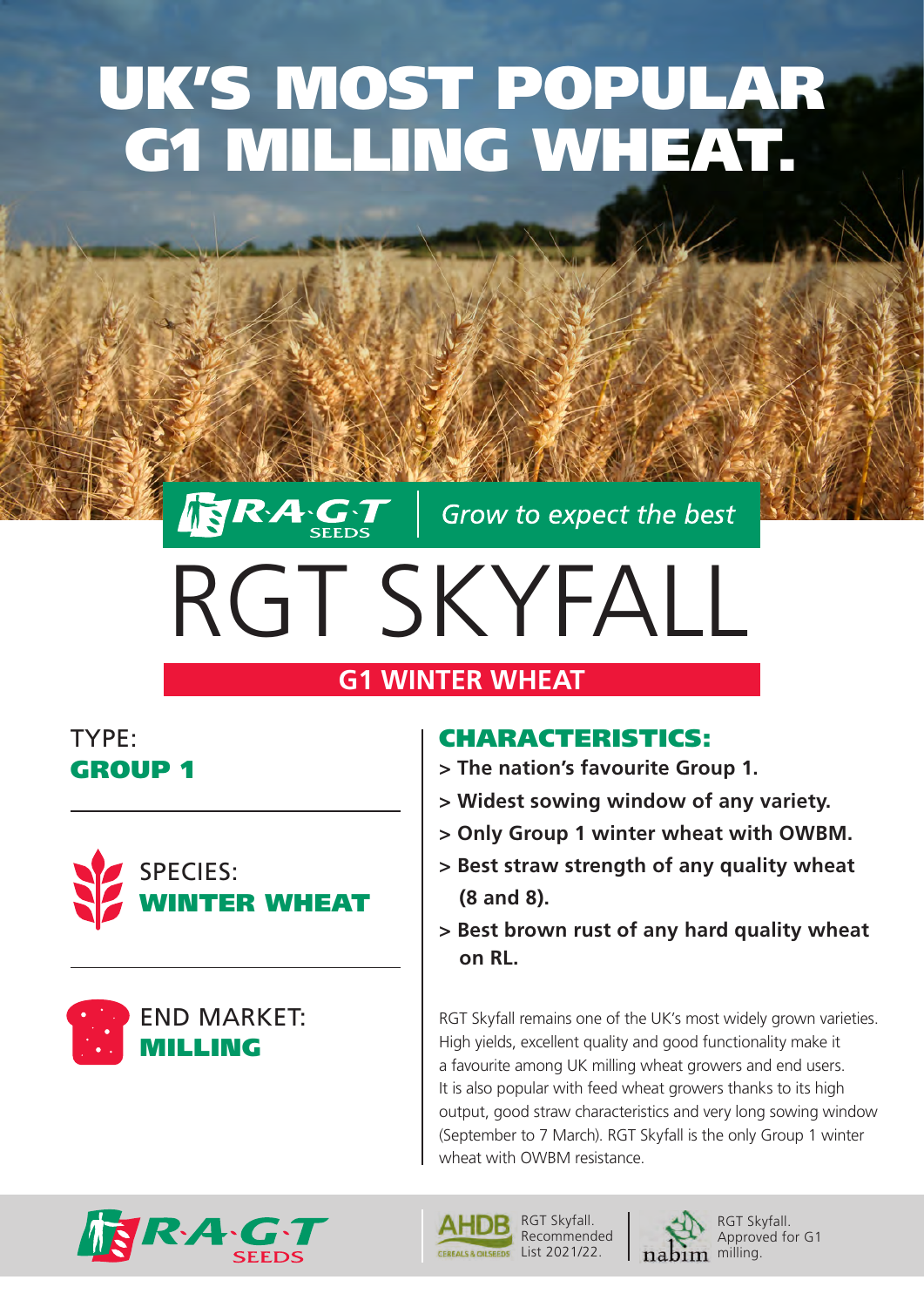# UK'S MOST POPULAR G1 MILLING WHEAT.

RAGT SEEDS | *Grow to expect the best*

# RGT SKYFALL

## G1 WINTER WHEAT

TYPE:
**GROUP 1**

SPECIES:
**WINTER WHEAT**

END MARKET:
**MILLING**

## CHARACTERISTICS:

- **The nation's favourite Group 1.**
- **Widest sowing window of any variety.**
- **Only Group 1 winter wheat with OWBM.**
- **Best straw strength of any quality wheat (8 and 8).**
- **Best brown rust of any hard quality wheat on RL.**

RGT Skyfall remains one of the UK's most widely grown varieties. High yields, excellent quality and good functionality make it a favourite among UK milling wheat growers and end users. It is also popular with feed wheat growers thanks to its high output, good straw characteristics and very long sowing window (September to 7 March). RGT Skyfall is the only Group 1 winter wheat with OWBM resistance.

RAGT SEEDS

AHDB CEREALS & OILSEEDS — RGT Skyfall. Recommended List 2021/22.

nabim — RGT Skyfall. Approved for G1 milling.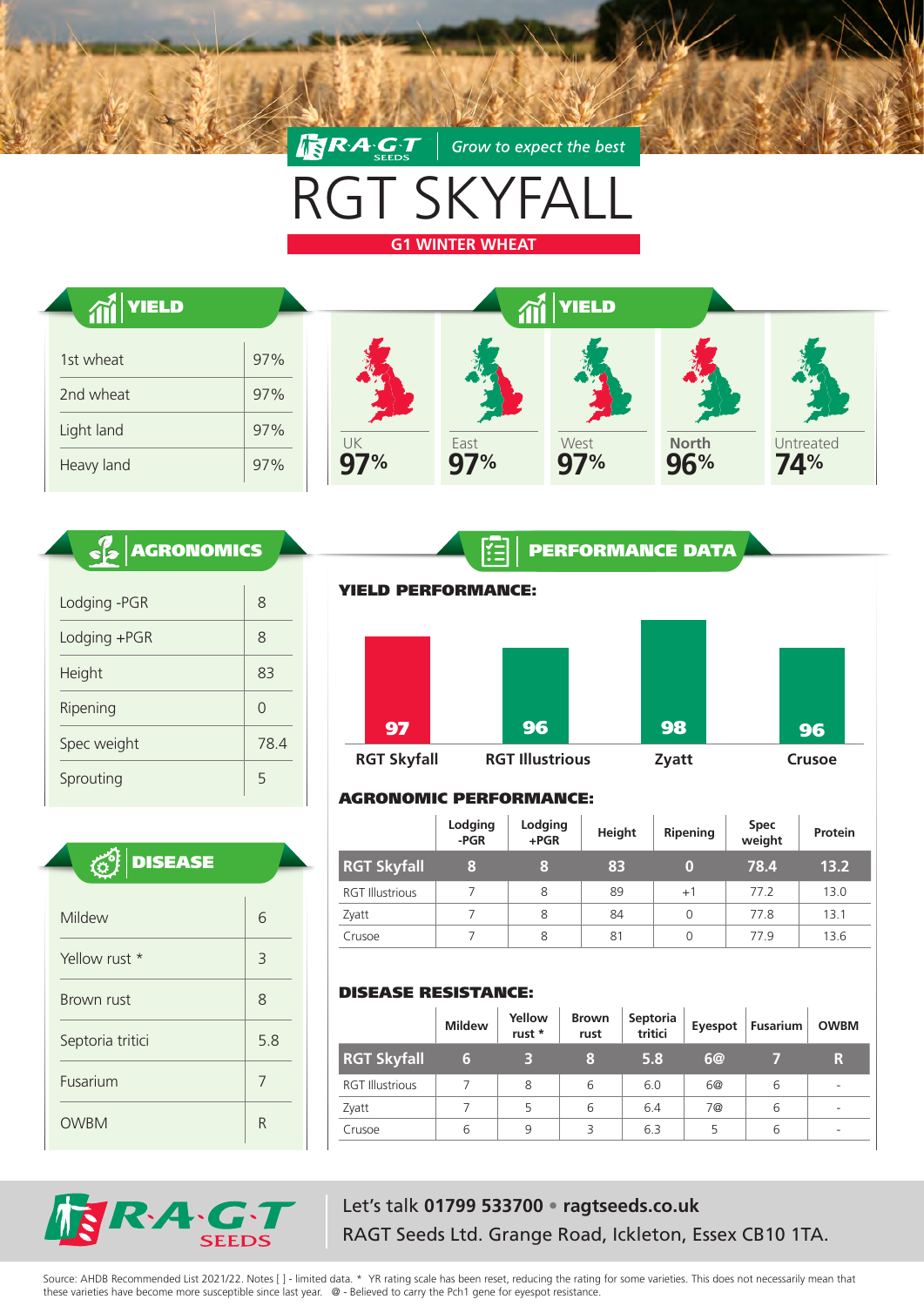RAGT SEEDS | Grow to expect the best

# RGT SKYFALL

**G1 WINTER WHEAT**

## YIELD

| | |
|---|---|
| 1st wheat | 97% |
| 2nd wheat | 97% |
| Light land | 97% |
| Heavy land | 97% |

## YIELD

UK 97%

East 97%

West 97%

North 96%

Untreated 74%

## AGRONOMICS

| | |
|---|---|
| Lodging -PGR | 8 |
| Lodging +PGR | 8 |
| Height | 83 |
| Ripening | 0 |
| Spec weight | 78.4 |
| Sprouting | 5 |

## DISEASE

| | |
|---|---|
| Mildew | 6 |
| Yellow rust * | 3 |
| Brown rust | 8 |
| Septoria tritici | 5.8 |
| Fusarium | 7 |
| OWBM | R |

## PERFORMANCE DATA

### YIELD PERFORMANCE:

97 RGT Skyfall

96 RGT Illustrious

98 Zyatt

96 Crusoe

### AGRONOMIC PERFORMANCE:

| | Lodging -PGR | Lodging +PGR | Height | Ripening | Spec weight | Protein |
|---|---|---|---|---|---|---|
| **RGT Skyfall** | **8** | **8** | **83** | **0** | **78.4** | **13.2** |
| RGT Illustrious | 7 | 8 | 89 | +1 | 77.2 | 13.0 |
| Zyatt | 7 | 8 | 84 | 0 | 77.8 | 13.1 |
| Crusoe | 7 | 8 | 81 | 0 | 77.9 | 13.6 |

### DISEASE RESISTANCE:

| | Mildew | Yellow rust * | Brown rust | Septoria tritici | Eyespot | Fusarium | OWBM |
|---|---|---|---|---|---|---|---|
| **RGT Skyfall** | **6** | **3** | **8** | **5.8** | **6@** | **7** | **R** |
| RGT Illustrious | 7 | 8 | 6 | 6.0 | 6@ | 6 | - |
| Zyatt | 7 | 5 | 6 | 6.4 | 7@ | 6 | - |
| Crusoe | 6 | 9 | 3 | 6.3 | 5 | 6 | - |

Let's talk **01799 533700** • **ragtseeds.co.uk**

RAGT Seeds Ltd. Grange Road, Ickleton, Essex CB10 1TA.

Source: AHDB Recommended List 2021/22. Notes [ ] - limited data. * YR rating scale has been reset, reducing the rating for some varieties. This does not necessarily mean that these varieties have become more susceptible since last year. @ - Believed to carry the Pch1 gene for eyespot resistance.